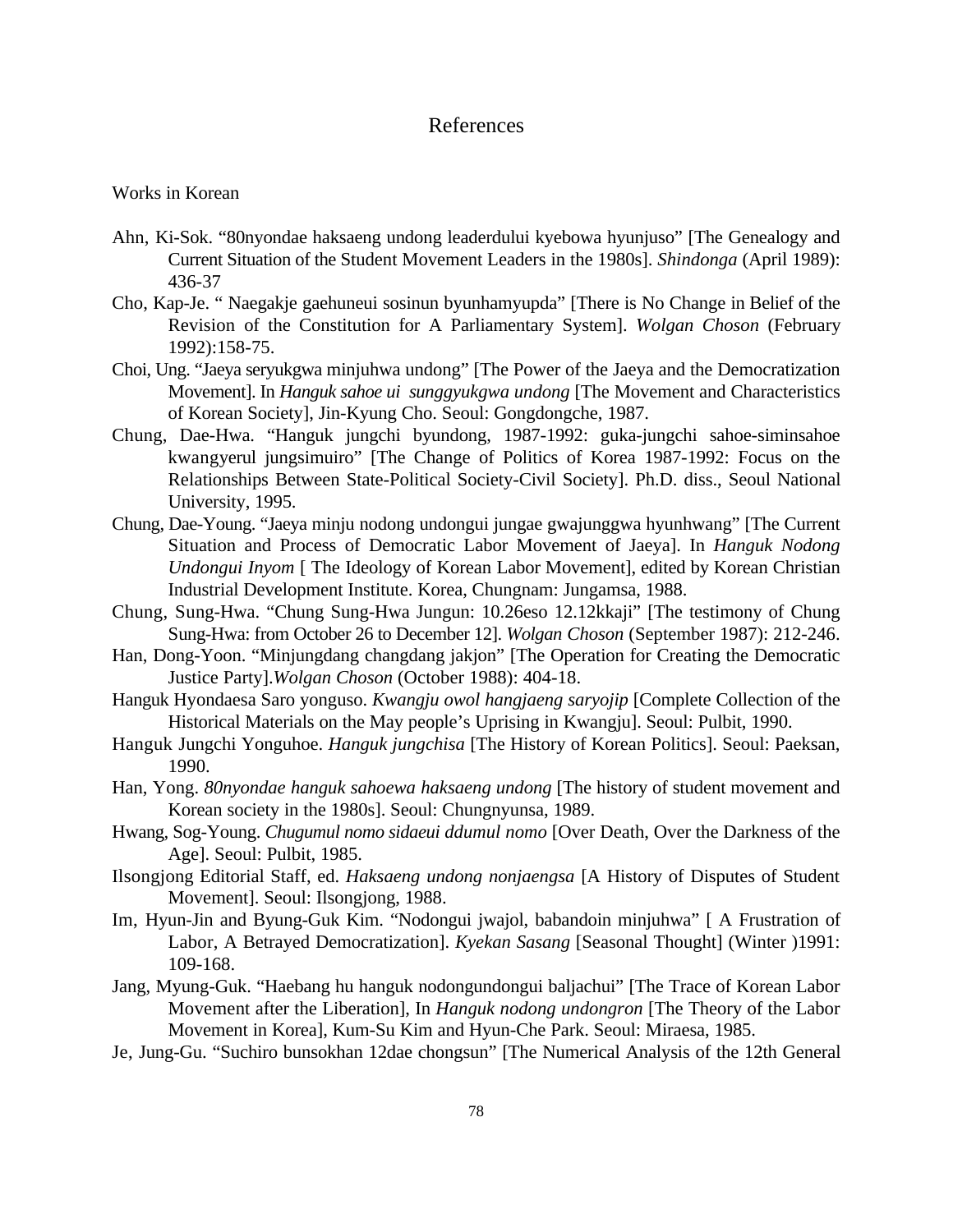# References

Works in Korean

Ahn, Ki-Sok. "80nyondae haksaeng undong leaderdului kyebowa hyunjuso" [The Genealogy and Current Situation of the Student Movement Leaders in the 1980s]. *Shindonga* (April 1989): 436-37

Cho, Kap-Je. " Naegakje gaehuneui sosinun byunhamyupda" [There is No Change in Belief of the Revision of the Constitution for A Parliamentary System]. *Wolgan Choson* (February 1992):158-75.

Choi, Ung. "Jaeya seryukgwa minjuhwa undong" [The Power of the Jaeya and the Democratization Movement]. In *Hanguk sahoe ui sunggyukgwa undong* [The Movement and Characteristics of Korean Society], Jin-Kyung Cho. Seoul: Gongdongche, 1987.

Chung, Dae-Hwa. "Hanguk jungchi byundong, 1987-1992: guka-jungchi sahoe-siminsahoe kwangyerul jungsimuiro" [The Change of Politics of Korea 1987-1992: Focus on the Relationships Between State-Political Society-Civil Society]. Ph.D. diss., Seoul National University, 1995.

Chung, Dae-Young. "Jaeya minju nodong undongui jungae gwajunggwa hyunhwang" [The Current Situation and Process of Democratic Labor Movement of Jaeya]. In *Hanguk Nodong Undongui Inyom* [ The Ideology of Korean Labor Movement], edited by Korean Christian Industrial Development Institute. Korea, Chungnam: Jungamsa, 1988.

Chung, Sung-Hwa. "Chung Sung-Hwa Jungun: 10.26eso 12.12kkaji" [The testimony of Chung Sung-Hwa: from October 26 to December 12]. *Wolgan Choson* (September 1987): 212-246.

Han, Dong-Yoon. "Minjungdang changdang jakjon" [The Operation for Creating the Democratic Justice Party].*Wolgan Choson* (October 1988): 404-18.

Hanguk Hyondaesa Saro yonguso. *Kwangju owol hangjaeng saryojip* [Complete Collection of the Historical Materials on the May people's Uprising in Kwangju]. Seoul: Pulbit, 1990.

Hanguk Jungchi Yonguhoe. *Hanguk jungchisa* [The History of Korean Politics]. Seoul: Paeksan, 1990.

Han, Yong. *80nyondae hanguk sahoewa haksaeng undong* [The history of student movement and Korean society in the 1980s]. Seoul: Chungnyunsa, 1989.

Hwang, Sog-Young. *Chugumul nomo sidaeui ddumul nomo* [Over Death, Over the Darkness of the Age]. Seoul: Pulbit, 1985.

Ilsongjong Editorial Staff, ed. *Haksaeng undong nonjaengsa* [A History of Disputes of Student Movement]. Seoul: Ilsongjong, 1988.

Im, Hyun-Jin and Byung-Guk Kim. "Nodongui jwajol, babandoin minjuhwa" [ A Frustration of Labor, A Betrayed Democratization]. *Kyekan Sasang* [Seasonal Thought] (Winter )1991: 109-168.

Jang, Myung-Guk. "Haebang hu hanguk nodongundongui baljachui" [The Trace of Korean Labor Movement after the Liberation], In *Hanguk nodong undongron* [The Theory of the Labor Movement in Korea], Kum-Su Kim and Hyun-Che Park. Seoul: Miraesa, 1985.

Je, Jung-Gu. "Suchiro bunsokhan 12dae chongsun" [The Numerical Analysis of the 12th General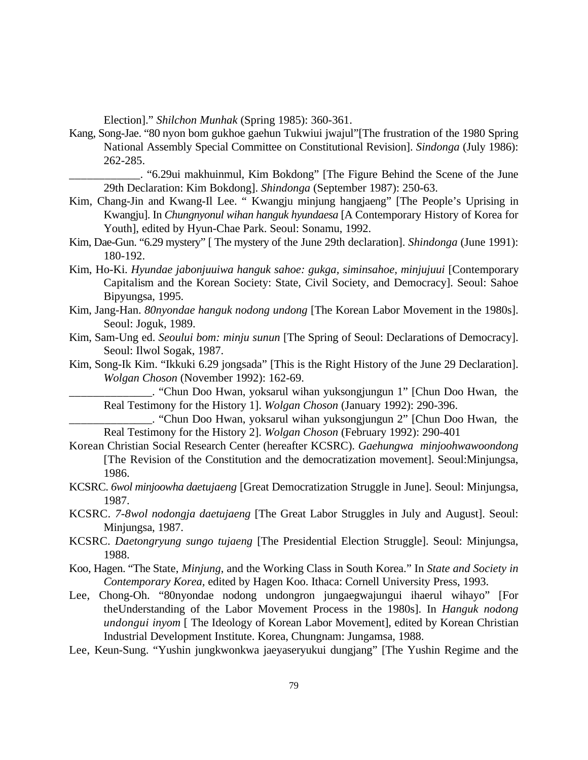Election].” *Shilchon Munhak* (Spring 1985): 360-361.

Kang, Song-Jae. “80 nyon bom gukhoe gaehun Tukwiui jwajul”[The frustration of the 1980 Spring National Assembly Special Committee on Constitutional Revision]. *Sindonga* (July 1986): 262-285.

____________. “6.29ui makhuinmul, Kim Bokdong” [The Figure Behind the Scene of the June 29th Declaration: Kim Bokdong]. *Shindonga* (September 1987): 250-63.

Kim, Chang-Jin and Kwang-Il Lee. “ Kwangju minjung hangjaeng” [The People’s Uprising in Kwangju]. In *Chungnyonul wihan hanguk hyundaesa* [A Contemporary History of Korea for Youth], edited by Hyun-Chae Park. Seoul: Sonamu, 1992.

Kim, Dae-Gun. “6.29 mystery” [ The mystery of the June 29th declaration]. *Shindonga* (June 1991): 180-192.

Kim, Ho-Ki. *Hyundae jabonjuuiwa hanguk sahoe: gukga, siminsahoe, minjujuui* [Contemporary Capitalism and the Korean Society: State, Civil Society, and Democracy]. Seoul: Sahoe Bipyungsa, 1995.

Kim, Jang-Han. *80nyondae hanguk nodong undong* [The Korean Labor Movement in the 1980s]. Seoul: Joguk, 1989.

Kim, Sam-Ung ed. *Seoului bom: minju sunun* [The Spring of Seoul: Declarations of Democracy]. Seoul: Ilwol Sogak, 1987.

Kim, Song-Ik Kim. “Ikkuki 6.29 jongsada” [This is the Right History of the June 29 Declaration]. *Wolgan Choson* (November 1992): 162-69.

______________. “Chun Doo Hwan, yoksarul wihan yuksongjungun 1” [Chun Doo Hwan, the Real Testimony for the History 1]. *Wolgan Choson* (January 1992): 290-396.

______________. “Chun Doo Hwan, yoksarul wihan yuksongjungun 2” [Chun Doo Hwan, the Real Testimony for the History 2]. *Wolgan Choson* (February 1992): 290-401

Korean Christian Social Research Center (hereafter KCSRC). *Gaehungwa minjoohwawoondong* [The Revision of the Constitution and the democratization movement]. Seoul:Minjungsa, 1986.

KCSRC. *6wol minjoowha daetujaeng* [Great Democratization Struggle in June]. Seoul: Minjungsa, 1987.

KCSRC. *7-8wol nodongja daetujaeng* [The Great Labor Struggles in July and August]. Seoul: Minjungsa, 1987.

KCSRC. *Daetongryung sungo tujaeng* [The Presidential Election Struggle]. Seoul: Minjungsa, 1988.

Koo, Hagen. “The State, *Minjung*, and the Working Class in South Korea.” In *State and Society in Contemporary Korea,* edited by Hagen Koo. Ithaca: Cornell University Press, 1993.

Lee, Chong-Oh. “80nyondae nodong undongron jungaegwajungui ihaerul wihayo” [For theUnderstanding of the Labor Movement Process in the 1980s]. In *Hanguk nodong undongui inyom* [ The Ideology of Korean Labor Movement], edited by Korean Christian Industrial Development Institute. Korea, Chungnam: Jungamsa, 1988.

Lee, Keun-Sung. “Yushin jungkwonkwa jaeyaseryukui dungjang” [The Yushin Regime and the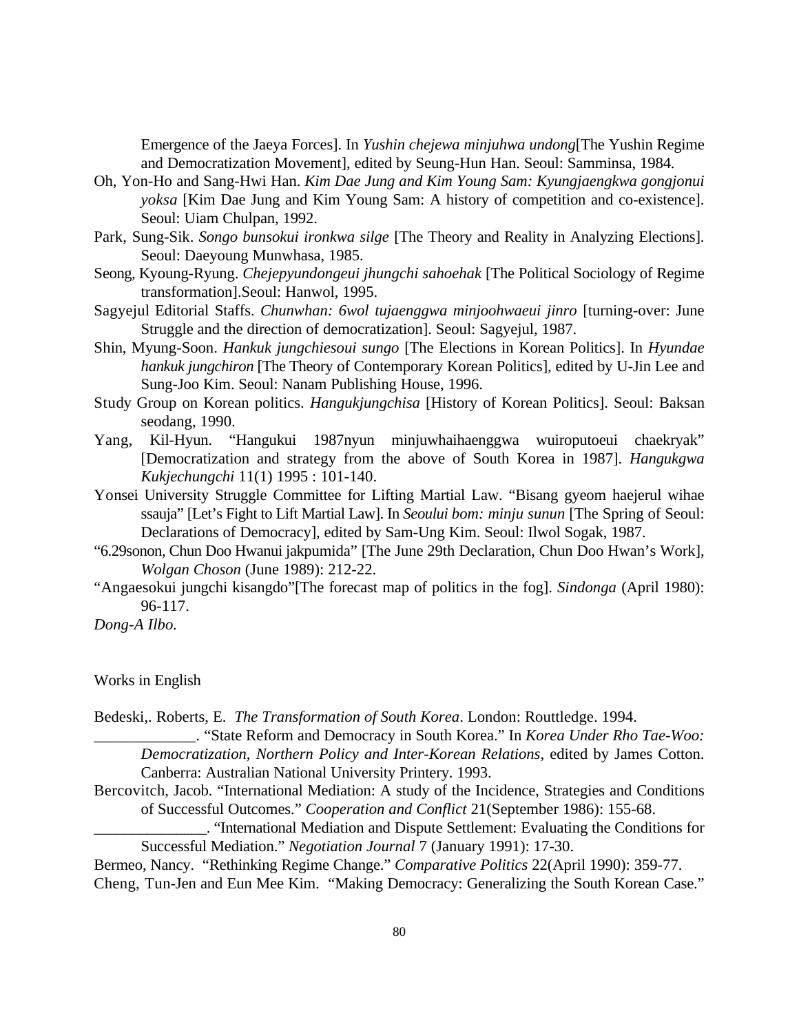Emergence of the Jaeya Forces]. In *Yushin chejewa minjuhwa undong*[The Yushin Regime and Democratization Movement], edited by Seung-Hun Han. Seoul: Samminsa, 1984.

Oh, Yon-Ho and Sang-Hwi Han. *Kim Dae Jung and Kim Young Sam: Kyungjaengkwa gongjonui yoksa* [Kim Dae Jung and Kim Young Sam: A history of competition and co-existence]. Seoul: Uiam Chulpan, 1992.

Park, Sung-Sik. *Songo bunsokui ironkwa silge* [The Theory and Reality in Analyzing Elections]. Seoul: Daeyoung Munwhasa, 1985.

Seong, Kyoung-Ryung. *Chejepyundongeui jhungchi sahoehak* [The Political Sociology of Regime transformation].Seoul: Hanwol, 1995.

Sagyejul Editorial Staffs. *Chunwhan: 6wol tujaenggwa minjoohwaeui jinro* [turning-over: June Struggle and the direction of democratization]. Seoul: Sagyejul, 1987.

Shin, Myung-Soon. *Hankuk jungchiesoui sungo* [The Elections in Korean Politics]. In *Hyundae hankuk jungchiron* [The Theory of Contemporary Korean Politics], edited by U-Jin Lee and Sung-Joo Kim. Seoul: Nanam Publishing House, 1996.

Study Group on Korean politics. *Hangukjungchisa* [History of Korean Politics]. Seoul: Baksan seodang, 1990.

Yang, Kil-Hyun. "Hangukui 1987nyun minjuwhaihaenggwa wuiroputoeui chaekryak" [Democratization and strategy from the above of South Korea in 1987]. *Hangukgwa Kukjechungchi* 11(1) 1995 : 101-140.

Yonsei University Struggle Committee for Lifting Martial Law. "Bisang gyeom haejerul wihae ssauja" [Let's Fight to Lift Martial Law]. In *Seoului bom: minju sunun* [The Spring of Seoul: Declarations of Democracy], edited by Sam-Ung Kim. Seoul: Ilwol Sogak, 1987.

"6.29sonon, Chun Doo Hwanui jakpumida" [The June 29th Declaration, Chun Doo Hwan's Work], *Wolgan Choson* (June 1989): 212-22.

"Angaesokui jungchi kisangdo"[The forecast map of politics in the fog]. *Sindonga* (April 1980): 96-117.

*Dong-A Ilbo.*

Works in English

Bedeski,. Roberts, E. *The Transformation of South Korea*. London: Routtledge. 1994.

_____________. "State Reform and Democracy in South Korea." In *Korea Under Rho Tae-Woo: Democratization, Northern Policy and Inter-Korean Relations*, edited by James Cotton. Canberra: Australian National University Printery. 1993.

Bercovitch, Jacob. "International Mediation: A study of the Incidence, Strategies and Conditions of Successful Outcomes." *Cooperation and Conflict* 21(September 1986): 155-68.

______________. "International Mediation and Dispute Settlement: Evaluating the Conditions for Successful Mediation." *Negotiation Journal* 7 (January 1991): 17-30.

Bermeo, Nancy. "Rethinking Regime Change." *Comparative Politics* 22(April 1990): 359-77.

Cheng, Tun-Jen and Eun Mee Kim. "Making Democracy: Generalizing the South Korean Case."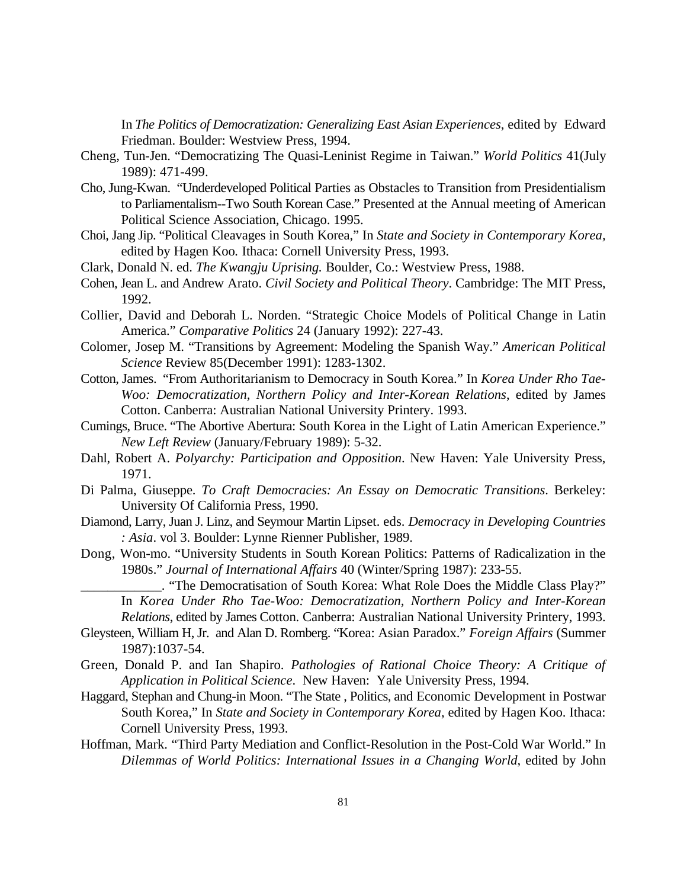In *The Politics of Democratization: Generalizing East Asian Experiences*, edited by Edward Friedman. Boulder: Westview Press, 1994.

Cheng, Tun-Jen. "Democratizing The Quasi-Leninist Regime in Taiwan." *World Politics* 41(July 1989): 471-499.

Cho, Jung-Kwan. "Underdeveloped Political Parties as Obstacles to Transition from Presidentialism to Parliamentalism--Two South Korean Case." Presented at the Annual meeting of American Political Science Association, Chicago. 1995.

Choi, Jang Jip. "Political Cleavages in South Korea," In *State and Society in Contemporary Korea*, edited by Hagen Koo. Ithaca: Cornell University Press, 1993.

Clark, Donald N. ed. *The Kwangju Uprising.* Boulder, Co.: Westview Press, 1988.

Cohen, Jean L. and Andrew Arato. *Civil Society and Political Theory*. Cambridge: The MIT Press, 1992.

Collier, David and Deborah L. Norden. "Strategic Choice Models of Political Change in Latin America." *Comparative Politics* 24 (January 1992): 227-43.

Colomer, Josep M. "Transitions by Agreement: Modeling the Spanish Way." *American Political Science* Review 85(December 1991): 1283-1302.

Cotton, James. "From Authoritarianism to Democracy in South Korea." In *Korea Under Rho Tae-Woo: Democratization, Northern Policy and Inter-Korean Relations*, edited by James Cotton. Canberra: Australian National University Printery. 1993.

Cumings, Bruce. "The Abortive Abertura: South Korea in the Light of Latin American Experience." *New Left Review* (January/February 1989): 5-32.

Dahl, Robert A. *Polyarchy: Participation and Opposition*. New Haven: Yale University Press, 1971.

Di Palma, Giuseppe. *To Craft Democracies: An Essay on Democratic Transitions*. Berkeley: University Of California Press, 1990.

Diamond, Larry, Juan J. Linz, and Seymour Martin Lipset. eds. *Democracy in Developing Countries : Asia*. vol 3. Boulder: Lynne Rienner Publisher, 1989.

Dong, Won-mo. "University Students in South Korean Politics: Patterns of Radicalization in the 1980s." *Journal of International Affairs* 40 (Winter/Spring 1987): 233-55.

____________. "The Democratisation of South Korea: What Role Does the Middle Class Play?" In *Korea Under Rho Tae-Woo: Democratization, Northern Policy and Inter-Korean Relations*, edited by James Cotton. Canberra: Australian National University Printery, 1993.

Gleysteen, William H, Jr. and Alan D. Romberg. "Korea: Asian Paradox." *Foreign Affairs* (Summer 1987):1037-54.

Green, Donald P. and Ian Shapiro. *Pathologies of Rational Choice Theory: A Critique of Application in Political Science*. New Haven: Yale University Press, 1994.

Haggard, Stephan and Chung-in Moon. "The State , Politics, and Economic Development in Postwar South Korea," In *State and Society in Contemporary Korea*, edited by Hagen Koo. Ithaca: Cornell University Press, 1993.

Hoffman, Mark. "Third Party Mediation and Conflict-Resolution in the Post-Cold War World." In *Dilemmas of World Politics: International Issues in a Changing World*, edited by John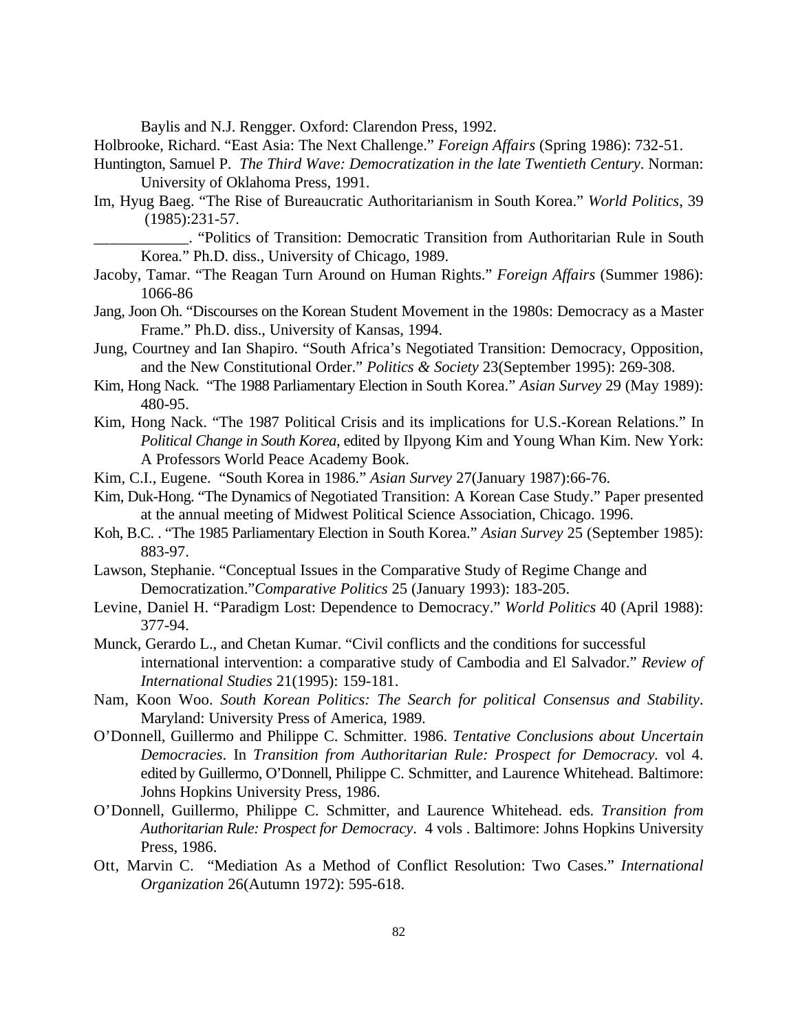Baylis and N.J. Rengger. Oxford: Clarendon Press, 1992.

Holbrooke, Richard. "East Asia: The Next Challenge." *Foreign Affairs* (Spring 1986): 732-51.

Huntington, Samuel P. *The Third Wave: Democratization in the late Twentieth Century*. Norman: University of Oklahoma Press, 1991.

Im, Hyug Baeg. "The Rise of Bureaucratic Authoritarianism in South Korea." *World Politics*, 39 (1985):231-57.

____________. "Politics of Transition: Democratic Transition from Authoritarian Rule in South Korea." Ph.D. diss., University of Chicago, 1989.

Jacoby, Tamar. "The Reagan Turn Around on Human Rights." *Foreign Affairs* (Summer 1986): 1066-86

Jang, Joon Oh. "Discourses on the Korean Student Movement in the 1980s: Democracy as a Master Frame." Ph.D. diss., University of Kansas, 1994.

Jung, Courtney and Ian Shapiro. "South Africa's Negotiated Transition: Democracy, Opposition, and the New Constitutional Order." *Politics & Society* 23(September 1995): 269-308.

Kim, Hong Nack. "The 1988 Parliamentary Election in South Korea." *Asian Survey* 29 (May 1989): 480-95.

Kim, Hong Nack. "The 1987 Political Crisis and its implications for U.S.-Korean Relations." In *Political Change in South Korea*, edited by Ilpyong Kim and Young Whan Kim. New York: A Professors World Peace Academy Book.

Kim, C.I., Eugene. "South Korea in 1986." *Asian Survey* 27(January 1987):66-76.

Kim, Duk-Hong. "The Dynamics of Negotiated Transition: A Korean Case Study." Paper presented at the annual meeting of Midwest Political Science Association, Chicago. 1996.

Koh, B.C. . "The 1985 Parliamentary Election in South Korea." *Asian Survey* 25 (September 1985): 883-97.

Lawson, Stephanie. "Conceptual Issues in the Comparative Study of Regime Change and Democratization."*Comparative Politics* 25 (January 1993): 183-205.

Levine, Daniel H. "Paradigm Lost: Dependence to Democracy." *World Politics* 40 (April 1988): 377-94.

Munck, Gerardo L., and Chetan Kumar. "Civil conflicts and the conditions for successful international intervention: a comparative study of Cambodia and El Salvador." *Review of International Studies* 21(1995): 159-181.

Nam, Koon Woo. *South Korean Politics: The Search for political Consensus and Stability*. Maryland: University Press of America, 1989.

O'Donnell, Guillermo and Philippe C. Schmitter. 1986. *Tentative Conclusions about Uncertain Democracies*. In *Transition from Authoritarian Rule: Prospect for Democracy*. vol 4. edited by Guillermo, O'Donnell, Philippe C. Schmitter, and Laurence Whitehead. Baltimore: Johns Hopkins University Press, 1986.

O'Donnell, Guillermo, Philippe C. Schmitter, and Laurence Whitehead. eds. *Transition from Authoritarian Rule: Prospect for Democracy*. 4 vols . Baltimore: Johns Hopkins University Press, 1986.

Ott, Marvin C. "Mediation As a Method of Conflict Resolution: Two Cases." *International Organization* 26(Autumn 1972): 595-618.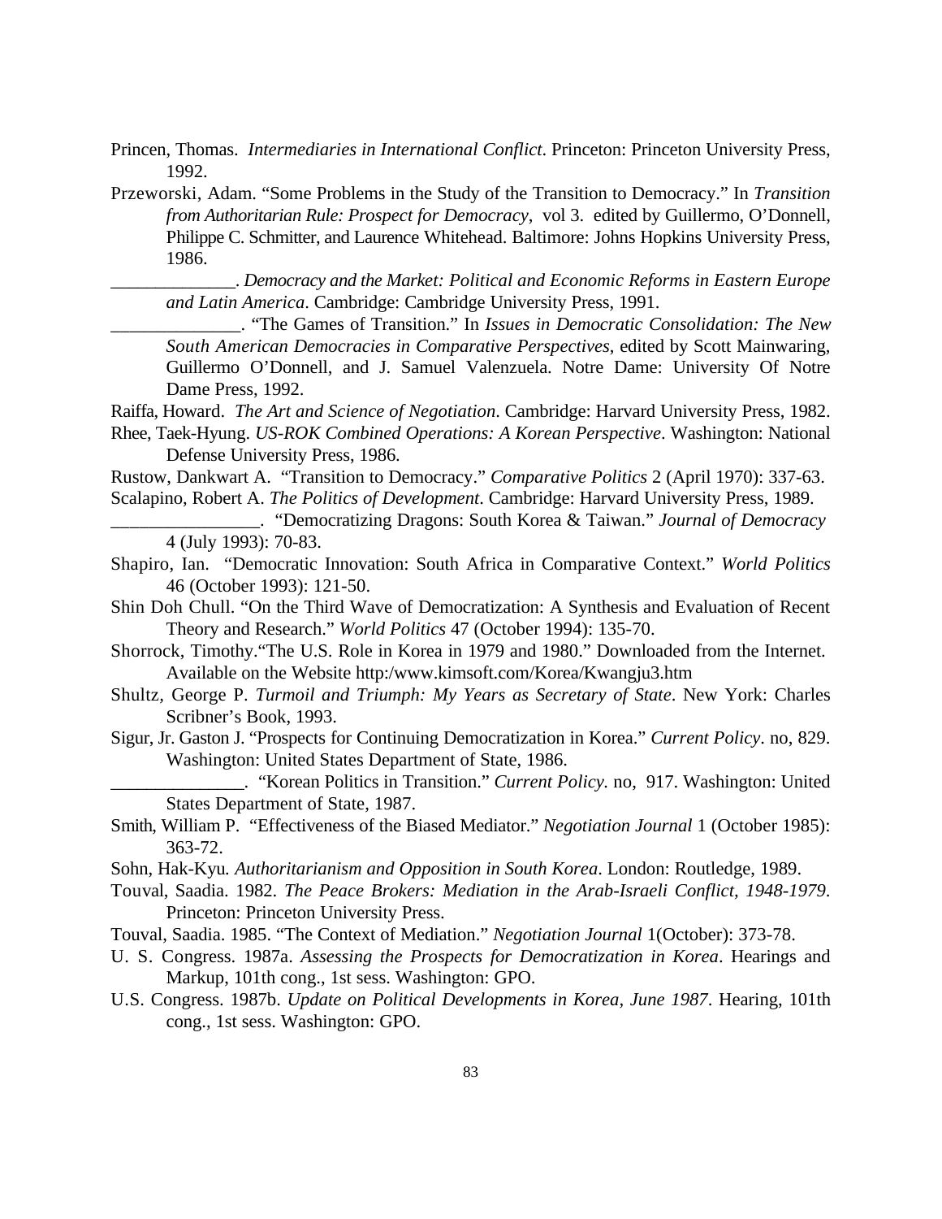Princen, Thomas. *Intermediaries in International Conflict*. Princeton: Princeton University Press, 1992.

Przeworski, Adam. "Some Problems in the Study of the Transition to Democracy." In *Transition from Authoritarian Rule: Prospect for Democracy*, vol 3. edited by Guillermo, O'Donnell, Philippe C. Schmitter, and Laurence Whitehead. Baltimore: Johns Hopkins University Press, 1986.

______________. *Democracy and the Market: Political and Economic Reforms in Eastern Europe and Latin America*. Cambridge: Cambridge University Press, 1991.

______________. "The Games of Transition." In *Issues in Democratic Consolidation: The New South American Democracies in Comparative Perspectives*, edited by Scott Mainwaring, Guillermo O'Donnell, and J. Samuel Valenzuela. Notre Dame: University Of Notre Dame Press, 1992.

Raiffa, Howard. *The Art and Science of Negotiation*. Cambridge: Harvard University Press, 1982.

Rhee, Taek-Hyung. *US-ROK Combined Operations: A Korean Perspective*. Washington: National Defense University Press, 1986.

Rustow, Dankwart A. "Transition to Democracy." *Comparative Politics* 2 (April 1970): 337-63.

Scalapino, Robert A. *The Politics of Development*. Cambridge: Harvard University Press, 1989.

________________. "Democratizing Dragons: South Korea & Taiwan." *Journal of Democracy* 4 (July 1993): 70-83.

Shapiro, Ian. "Democratic Innovation: South Africa in Comparative Context." *World Politics* 46 (October 1993): 121-50.

Shin Doh Chull. "On the Third Wave of Democratization: A Synthesis and Evaluation of Recent Theory and Research." *World Politics* 47 (October 1994): 135-70.

Shorrock, Timothy."The U.S. Role in Korea in 1979 and 1980." Downloaded from the Internet. Available on the Website http:/www.kimsoft.com/Korea/Kwangju3.htm

Shultz, George P. *Turmoil and Triumph: My Years as Secretary of State*. New York: Charles Scribner's Book, 1993.

Sigur, Jr. Gaston J. "Prospects for Continuing Democratization in Korea." *Current Policy*. no, 829. Washington: United States Department of State, 1986.

______________. "Korean Politics in Transition." *Current Policy*. no, 917. Washington: United States Department of State, 1987.

Smith, William P. "Effectiveness of the Biased Mediator." *Negotiation Journal* 1 (October 1985): 363-72.

Sohn, Hak-Kyu. *Authoritarianism and Opposition in South Korea*. London: Routledge, 1989.

Touval, Saadia. 1982. *The Peace Brokers: Mediation in the Arab-Israeli Conflict, 1948-1979*. Princeton: Princeton University Press.

Touval, Saadia. 1985. "The Context of Mediation." *Negotiation Journal* 1(October): 373-78.

U. S. Congress. 1987a. *Assessing the Prospects for Democratization in Korea*. Hearings and Markup, 101th cong., 1st sess. Washington: GPO.

U.S. Congress. 1987b. *Update on Political Developments in Korea, June 1987*. Hearing, 101th cong., 1st sess. Washington: GPO.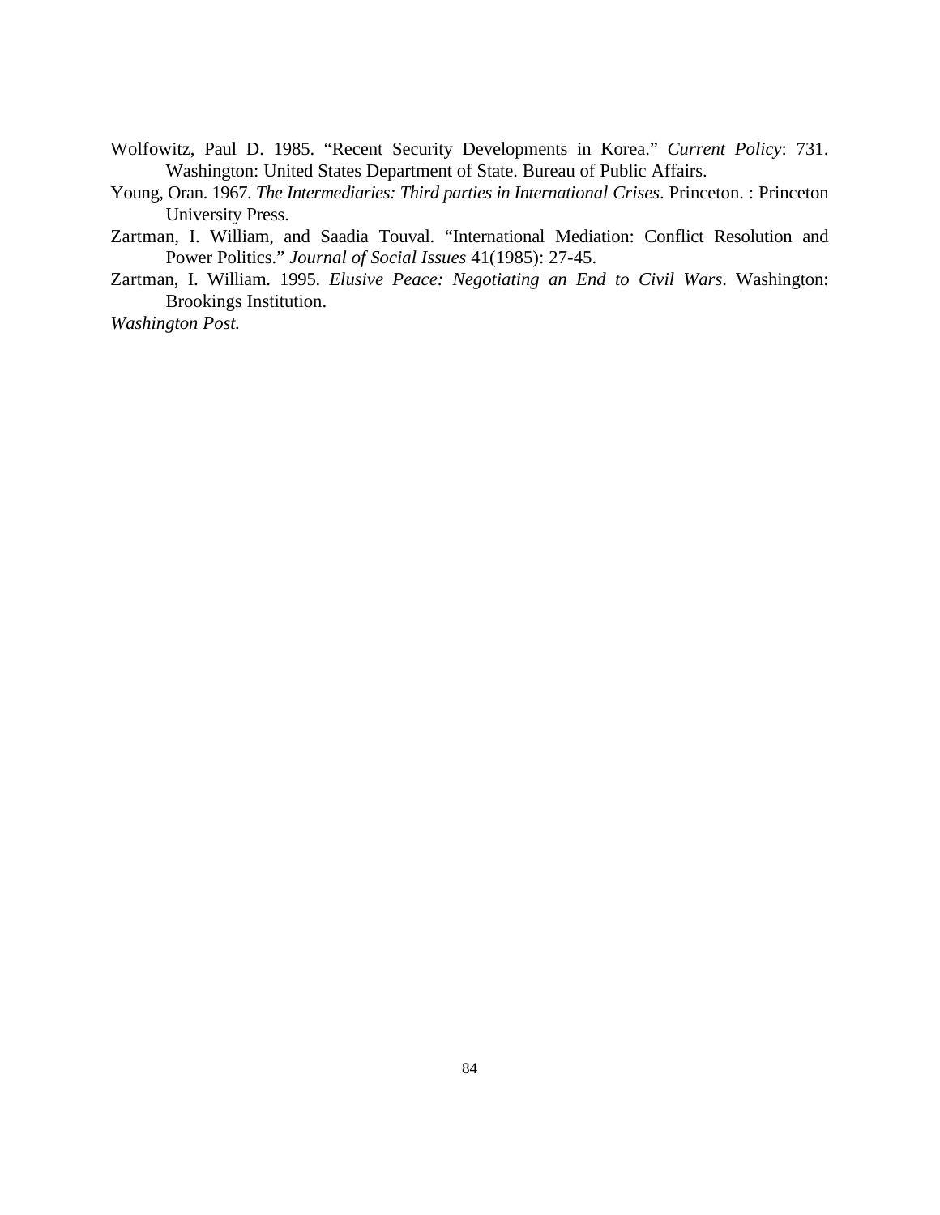Wolfowitz, Paul D. 1985. “Recent Security Developments in Korea.” *Current Policy*: 731. Washington: United States Department of State. Bureau of Public Affairs.

Young, Oran. 1967. *The Intermediaries: Third parties in International Crises*. Princeton. : Princeton University Press.

Zartman, I. William, and Saadia Touval. “International Mediation: Conflict Resolution and Power Politics.” *Journal of Social Issues* 41(1985): 27-45.

Zartman, I. William. 1995. *Elusive Peace: Negotiating an End to Civil Wars*. Washington: Brookings Institution.

*Washington Post.*